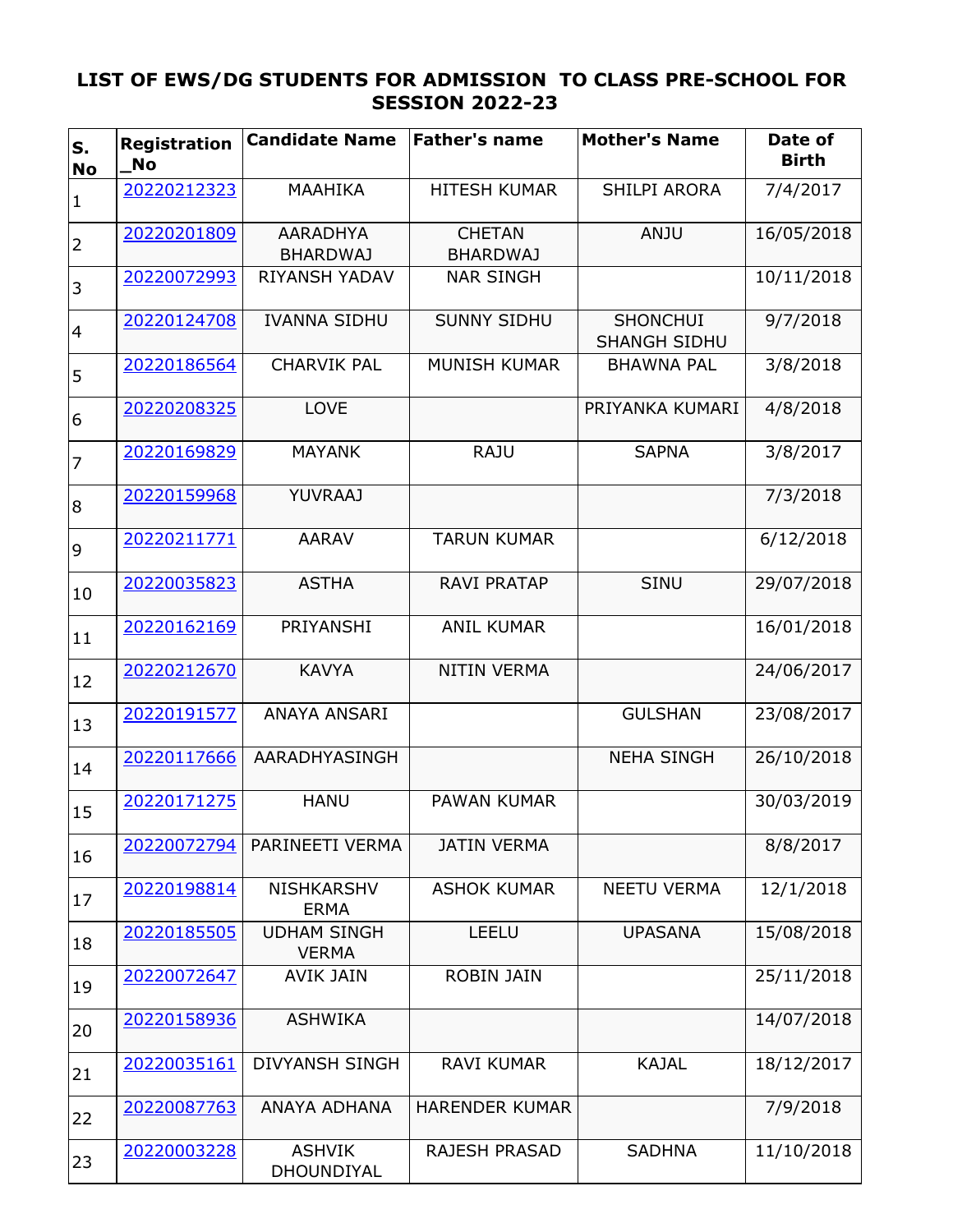# LIST OF EWS/DG STUDENTS FOR ADMISSION TO CLASS PRE-SCHOOL FOR SESSION 2022-23

| S. No | Registration _No | Candidate Name | Father's name | Mother's Name | Date of Birth |
|---|---|---|---|---|---|
| 1 | 20220212323 | MAAHIKA | HITESH KUMAR | SHILPI ARORA | 7/4/2017 |
| 2 | 20220201809 | AARADHYA BHARDWAJ | CHETAN BHARDWAJ | ANJU | 16/05/2018 |
| 3 | 20220072993 | RIYANSH YADAV | NAR SINGH | | 10/11/2018 |
| 4 | 20220124708 | IVANNA SIDHU | SUNNY SIDHU | SHONCHUI SHANGH SIDHU | 9/7/2018 |
| 5 | 20220186564 | CHARVIK PAL | MUNISH KUMAR | BHAWNA PAL | 3/8/2018 |
| 6 | 20220208325 | LOVE | | PRIYANKA KUMARI | 4/8/2018 |
| 7 | 20220169829 | MAYANK | RAJU | SAPNA | 3/8/2017 |
| 8 | 20220159968 | YUVRAAJ | | | 7/3/2018 |
| 9 | 20220211771 | AARAV | TARUN KUMAR | | 6/12/2018 |
| 10 | 20220035823 | ASTHA | RAVI PRATAP | SINU | 29/07/2018 |
| 11 | 20220162169 | PRIYANSHI | ANIL KUMAR | | 16/01/2018 |
| 12 | 20220212670 | KAVYA | NITIN VERMA | | 24/06/2017 |
| 13 | 20220191577 | ANAYA ANSARI | | GULSHAN | 23/08/2017 |
| 14 | 20220117666 | AARADHYASINGH | | NEHA SINGH | 26/10/2018 |
| 15 | 20220171275 | HANU | PAWAN KUMAR | | 30/03/2019 |
| 16 | 20220072794 | PARINEETI VERMA | JATIN VERMA | | 8/8/2017 |
| 17 | 20220198814 | NISHKARSHV ERMA | ASHOK KUMAR | NEETU VERMA | 12/1/2018 |
| 18 | 20220185505 | UDHAM SINGH VERMA | LEELU | UPASANA | 15/08/2018 |
| 19 | 20220072647 | AVIK JAIN | ROBIN JAIN | | 25/11/2018 |
| 20 | 20220158936 | ASHWIKA | | | 14/07/2018 |
| 21 | 20220035161 | DIVYANSH SINGH | RAVI KUMAR | KAJAL | 18/12/2017 |
| 22 | 20220087763 | ANAYA ADHANA | HARENDER KUMAR | | 7/9/2018 |
| 23 | 20220003228 | ASHVIK DHOUNDIYAL | RAJESH PRASAD | SADHNA | 11/10/2018 |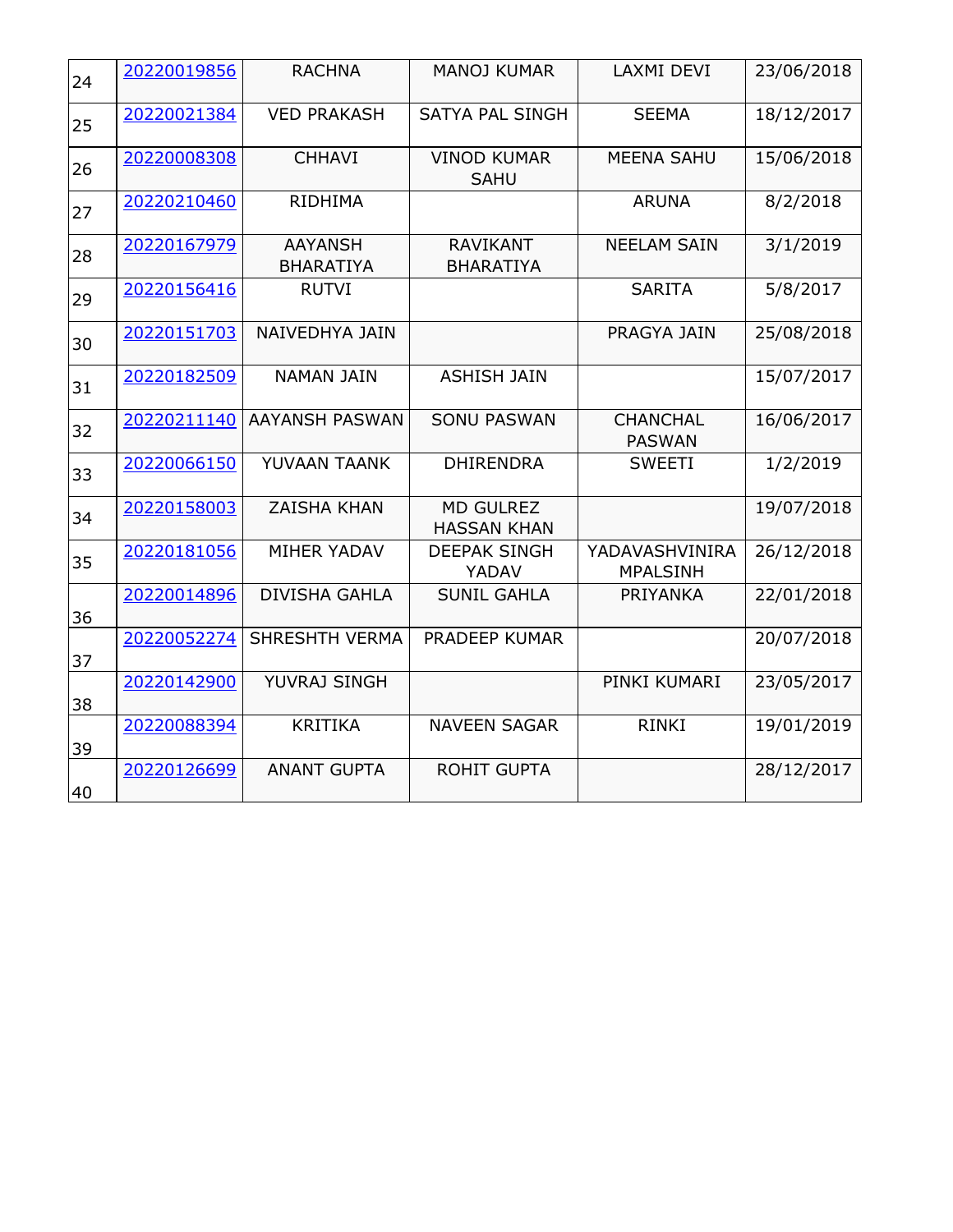| | | | | | |
|---|---|---|---|---|---|
| 24 | 20220019856 | RACHNA | MANOJ KUMAR | LAXMI DEVI | 23/06/2018 |
| 25 | 20220021384 | VED PRAKASH | SATYA PAL SINGH | SEEMA | 18/12/2017 |
| 26 | 20220008308 | CHHAVI | VINOD KUMAR SAHU | MEENA SAHU | 15/06/2018 |
| 27 | 20220210460 | RIDHIMA | | ARUNA | 8/2/2018 |
| 28 | 20220167979 | AAYANSH BHARATIYA | RAVIKANT BHARATIYA | NEELAM SAIN | 3/1/2019 |
| 29 | 20220156416 | RUTVI | | SARITA | 5/8/2017 |
| 30 | 20220151703 | NAIVEDHYA JAIN | | PRAGYA JAIN | 25/08/2018 |
| 31 | 20220182509 | NAMAN JAIN | ASHISH JAIN | | 15/07/2017 |
| 32 | 20220211140 | AAYANSH PASWAN | SONU PASWAN | CHANCHAL PASWAN | 16/06/2017 |
| 33 | 20220066150 | YUVAAN TAANK | DHIRENDRA | SWEETI | 1/2/2019 |
| 34 | 20220158003 | ZAISHA KHAN | MD GULREZ HASSAN KHAN | | 19/07/2018 |
| 35 | 20220181056 | MIHER YADAV | DEEPAK SINGH YADAV | YADAVASHVINIRA MPALSINH | 26/12/2018 |
| 36 | 20220014896 | DIVISHA GAHLA | SUNIL GAHLA | PRIYANKA | 22/01/2018 |
| 37 | 20220052274 | SHRESHTH VERMA | PRADEEP KUMAR | | 20/07/2018 |
| 38 | 20220142900 | YUVRAJ SINGH | | PINKI KUMARI | 23/05/2017 |
| 39 | 20220088394 | KRITIKA | NAVEEN SAGAR | RINKI | 19/01/2019 |
| 40 | 20220126699 | ANANT GUPTA | ROHIT GUPTA | | 28/12/2017 |